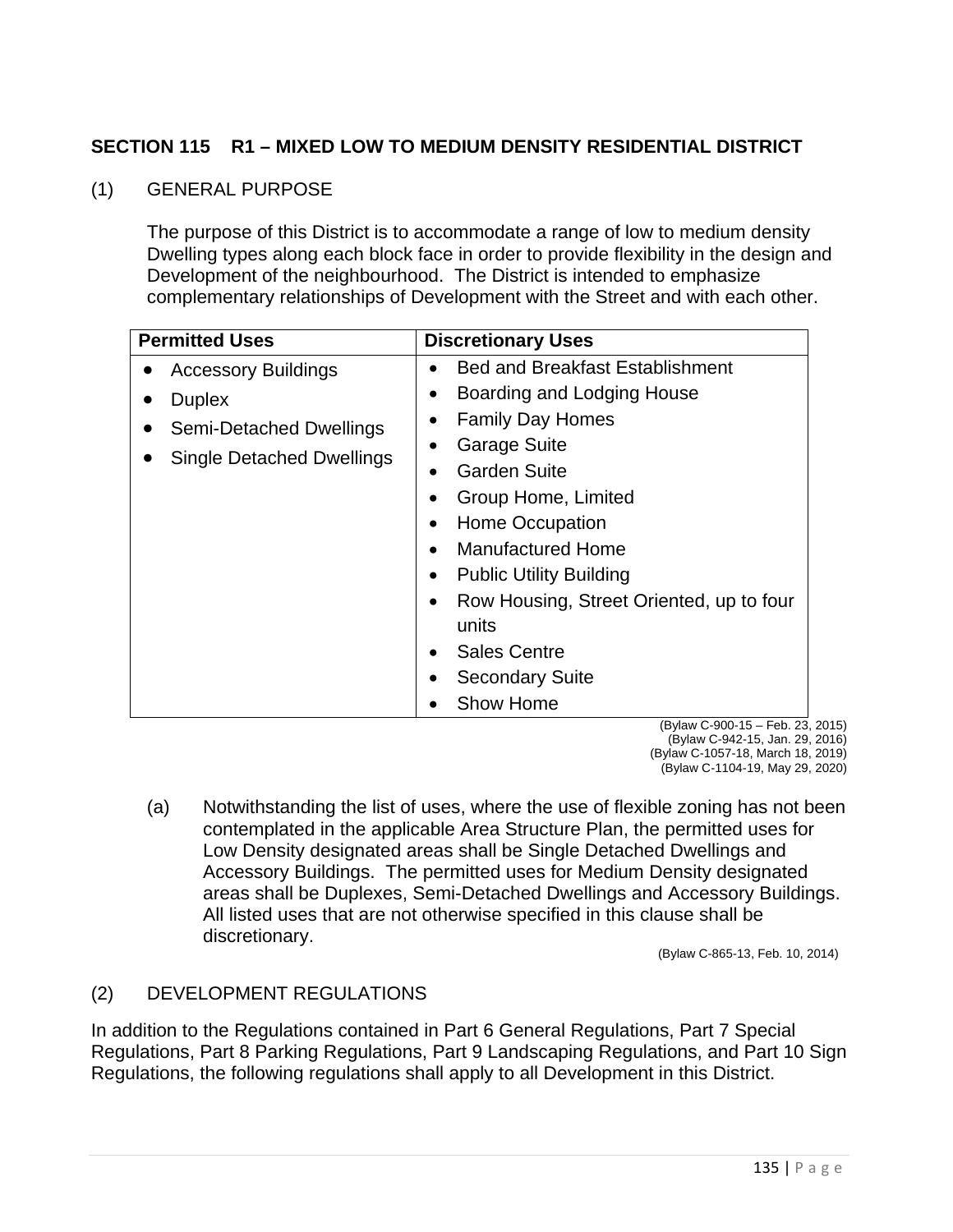## SECTION 115 R1 – MIXED LOW TO MEDIUM DENSITY RESIDENTIAL DISTRICT

(1) GENERAL PURPOSE

The purpose of this District is to accommodate a range of low to medium density Dwelling types along each block face in order to provide flexibility in the design and Development of the neighbourhood. The District is intended to emphasize complementary relationships of Development with the Street and with each other.

| Permitted Uses | Discretionary Uses |
|---|---|
| • Accessory Buildings<br>• Duplex<br>• Semi-Detached Dwellings<br>• Single Detached Dwellings | • Bed and Breakfast Establishment<br>• Boarding and Lodging House<br>• Family Day Homes<br>• Garage Suite<br>• Garden Suite<br>• Group Home, Limited<br>• Home Occupation<br>• Manufactured Home<br>• Public Utility Building<br>• Row Housing, Street Oriented, up to four units<br>• Sales Centre<br>• Secondary Suite<br>• Show Home |

(Bylaw C-900-15 – Feb. 23, 2015)
(Bylaw C-942-15, Jan. 29, 2016)
(Bylaw C-1057-18, March 18, 2019)
(Bylaw C-1104-19, May 29, 2020)

(a) Notwithstanding the list of uses, where the use of flexible zoning has not been contemplated in the applicable Area Structure Plan, the permitted uses for Low Density designated areas shall be Single Detached Dwellings and Accessory Buildings. The permitted uses for Medium Density designated areas shall be Duplexes, Semi-Detached Dwellings and Accessory Buildings. All listed uses that are not otherwise specified in this clause shall be discretionary.

(Bylaw C-865-13, Feb. 10, 2014)

(2) DEVELOPMENT REGULATIONS

In addition to the Regulations contained in Part 6 General Regulations, Part 7 Special Regulations, Part 8 Parking Regulations, Part 9 Landscaping Regulations, and Part 10 Sign Regulations, the following regulations shall apply to all Development in this District.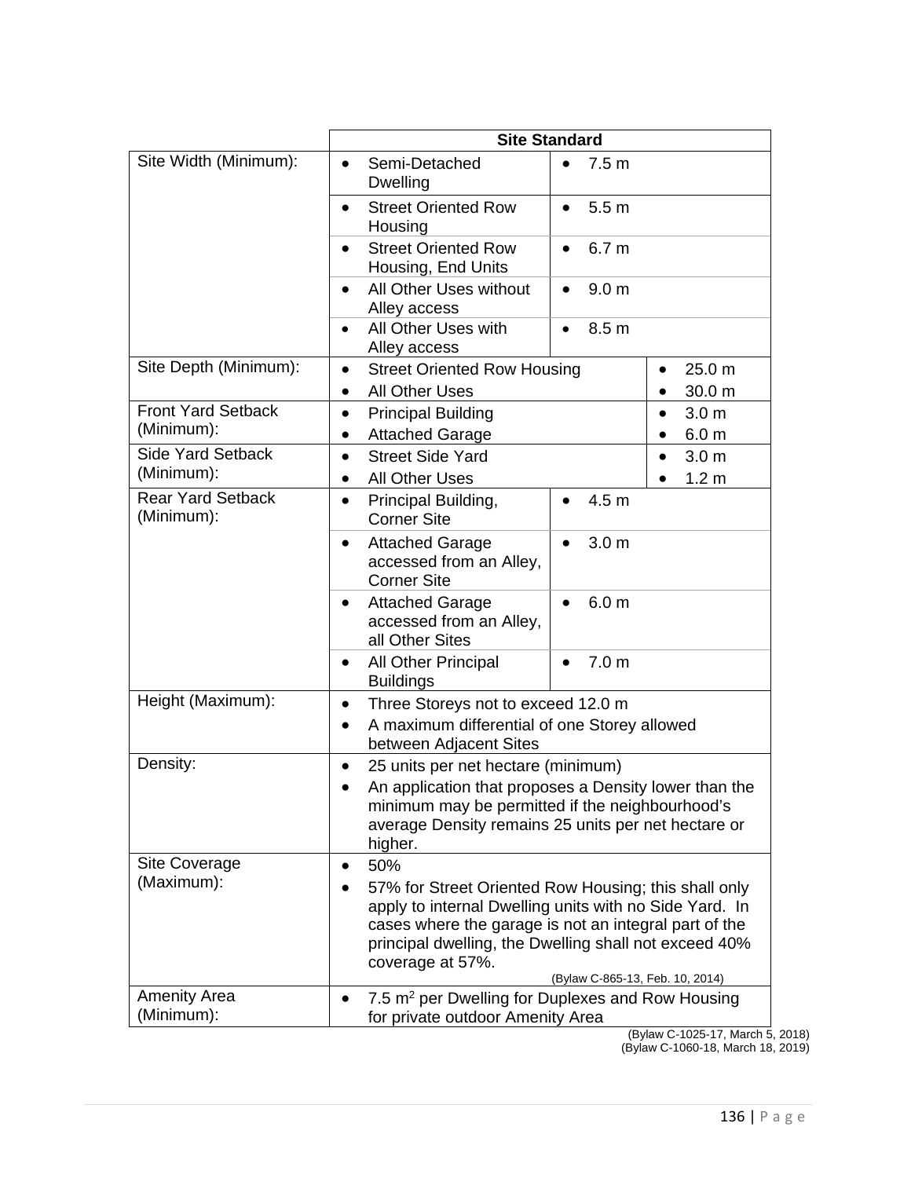| | Site Standard | |
|---|---|---|
| Site Width (Minimum): | • Semi-Detached Dwelling | • 7.5 m |
| | • Street Oriented Row Housing | • 5.5 m |
| | • Street Oriented Row Housing, End Units | • 6.7 m |
| | • All Other Uses without Alley access | • 9.0 m |
| | • All Other Uses with Alley access | • 8.5 m |
| Site Depth (Minimum): | • Street Oriented Row Housing<br>• All Other Uses | • 25.0 m<br>• 30.0 m |
| Front Yard Setback (Minimum): | • Principal Building<br>• Attached Garage | • 3.0 m<br>• 6.0 m |
| Side Yard Setback (Minimum): | • Street Side Yard<br>• All Other Uses | • 3.0 m<br>• 1.2 m |
| Rear Yard Setback (Minimum): | • Principal Building, Corner Site | • 4.5 m |
| | • Attached Garage accessed from an Alley, Corner Site | • 3.0 m |
| | • Attached Garage accessed from an Alley, all Other Sites | • 6.0 m |
| | • All Other Principal Buildings | • 7.0 m |
| Height (Maximum): | • Three Storeys not to exceed 12.0 m<br>• A maximum differential of one Storey allowed between Adjacent Sites | |
| Density: | • 25 units per net hectare (minimum)<br>• An application that proposes a Density lower than the minimum may be permitted if the neighbourhood's average Density remains 25 units per net hectare or higher. | |
| Site Coverage (Maximum): | • 50%<br>• 57% for Street Oriented Row Housing; this shall only apply to internal Dwelling units with no Side Yard. In cases where the garage is not an integral part of the principal dwelling, the Dwelling shall not exceed 40% coverage at 57%.<br>(Bylaw C-865-13, Feb. 10, 2014) | |
| Amenity Area (Minimum): | • 7.5 m$^2$ per Dwelling for Duplexes and Row Housing for private outdoor Amenity Area | |

(Bylaw C-1025-17, March 5, 2018)
(Bylaw C-1060-18, March 18, 2019)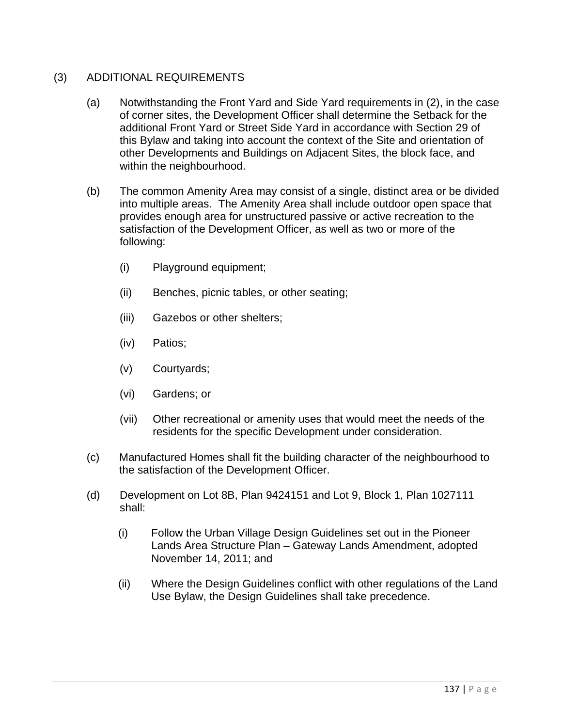(3) ADDITIONAL REQUIREMENTS

(a) Notwithstanding the Front Yard and Side Yard requirements in (2), in the case of corner sites, the Development Officer shall determine the Setback for the additional Front Yard or Street Side Yard in accordance with Section 29 of this Bylaw and taking into account the context of the Site and orientation of other Developments and Buildings on Adjacent Sites, the block face, and within the neighbourhood.

(b) The common Amenity Area may consist of a single, distinct area or be divided into multiple areas. The Amenity Area shall include outdoor open space that provides enough area for unstructured passive or active recreation to the satisfaction of the Development Officer, as well as two or more of the following:

(i) Playground equipment;

(ii) Benches, picnic tables, or other seating;

(iii) Gazebos or other shelters;

(iv) Patios;

(v) Courtyards;

(vi) Gardens; or

(vii) Other recreational or amenity uses that would meet the needs of the residents for the specific Development under consideration.

(c) Manufactured Homes shall fit the building character of the neighbourhood to the satisfaction of the Development Officer.

(d) Development on Lot 8B, Plan 9424151 and Lot 9, Block 1, Plan 1027111 shall:

(i) Follow the Urban Village Design Guidelines set out in the Pioneer Lands Area Structure Plan – Gateway Lands Amendment, adopted November 14, 2011; and

(ii) Where the Design Guidelines conflict with other regulations of the Land Use Bylaw, the Design Guidelines shall take precedence.